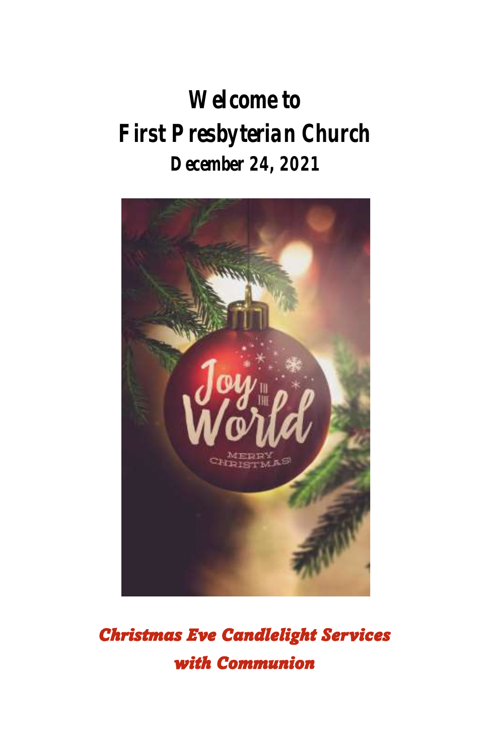# Welcome to
# First Presbyterian Church
## December 24, 2021

***Christmas Eve Candlelight Services with Communion***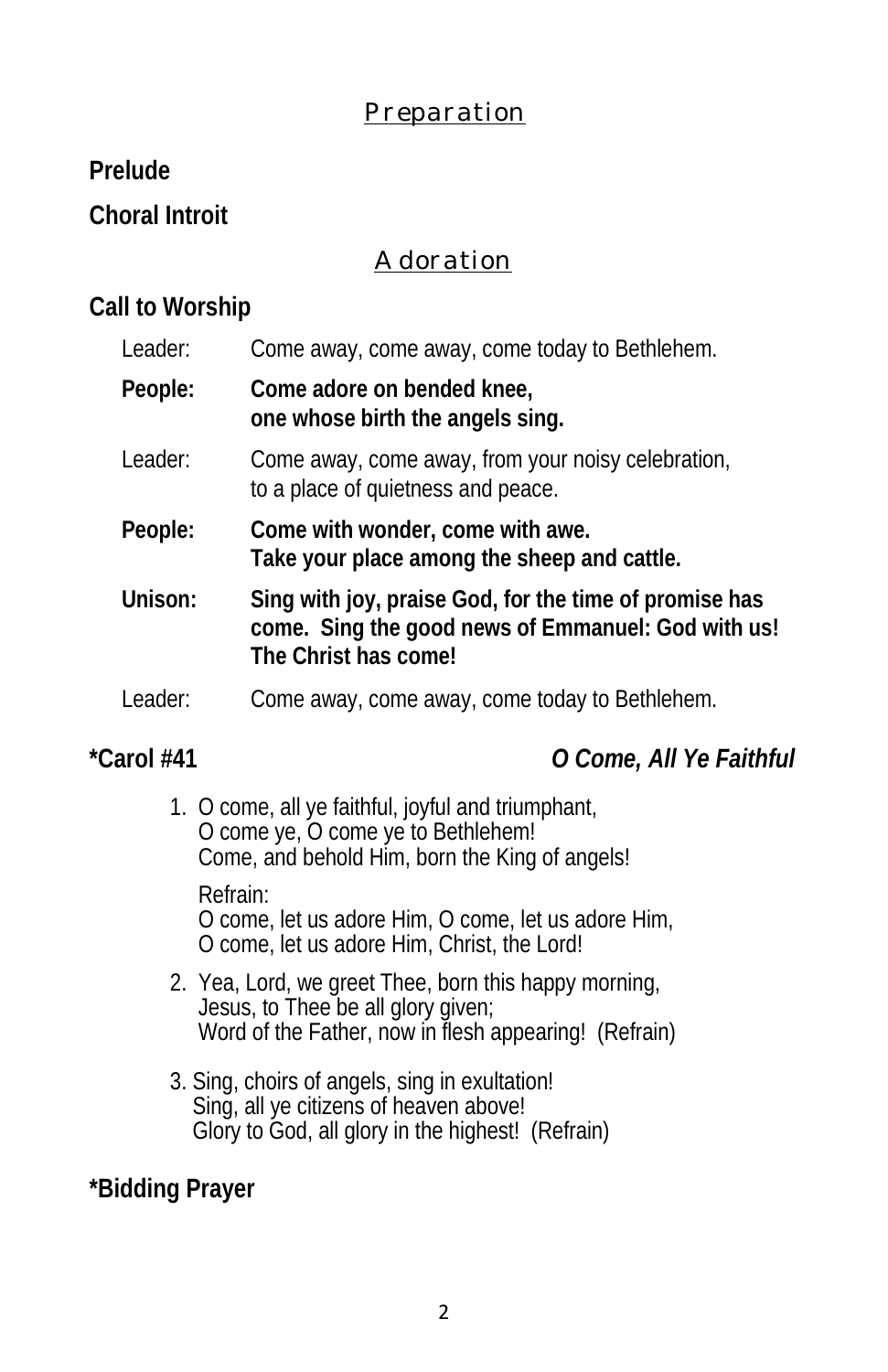## Preparation

**Prelude**

**Choral Introit**

## Adoration

**Call to Worship**

Leader: Come away, come away, come today to Bethlehem.

**People: Come adore on bended knee, one whose birth the angels sing.**

Leader: Come away, come away, from your noisy celebration, to a place of quietness and peace.

**People: Come with wonder, come with awe. Take your place among the sheep and cattle.**

**Unison: Sing with joy, praise God, for the time of promise has come. Sing the good news of Emmanuel: God with us! The Christ has come!**

Leader: Come away, come away, come today to Bethlehem.

**\*Carol #41** ***O Come, All Ye Faithful***

1. O come, all ye faithful, joyful and triumphant,
   O come ye, O come ye to Bethlehem!
   Come, and behold Him, born the King of angels!

   Refrain:
   O come, let us adore Him, O come, let us adore Him,
   O come, let us adore Him, Christ, the Lord!

2. Yea, Lord, we greet Thee, born this happy morning,
   Jesus, to Thee be all glory given;
   Word of the Father, now in flesh appearing! (Refrain)

3. Sing, choirs of angels, sing in exultation!
   Sing, all ye citizens of heaven above!
   Glory to God, all glory in the highest! (Refrain)

**\*Bidding Prayer**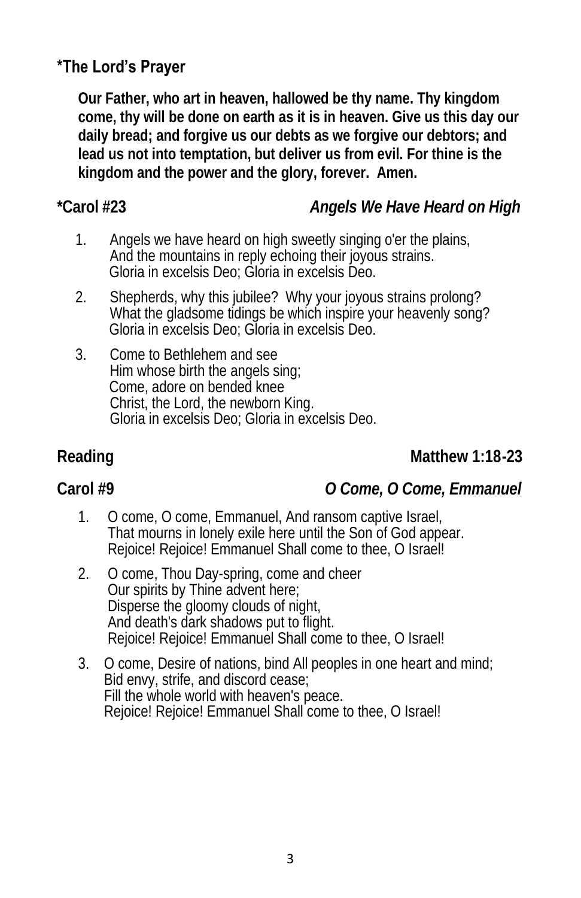**\*The Lord's Prayer**

**Our Father, who art in heaven, hallowed be thy name. Thy kingdom come, thy will be done on earth as it is in heaven. Give us this day our daily bread; and forgive us our debts as we forgive our debtors; and lead us not into temptation, but deliver us from evil. For thine is the kingdom and the power and the glory, forever. Amen.**

**\*Carol #23** — ***Angels We Have Heard on High***

1. Angels we have heard on high sweetly singing o'er the plains,
   And the mountains in reply echoing their joyous strains.
   Gloria in excelsis Deo; Gloria in excelsis Deo.

2. Shepherds, why this jubilee? Why your joyous strains prolong?
   What the gladsome tidings be which inspire your heavenly song?
   Gloria in excelsis Deo; Gloria in excelsis Deo.

3. Come to Bethlehem and see
   Him whose birth the angels sing;
   Come, adore on bended knee
   Christ, the Lord, the newborn King.
   Gloria in excelsis Deo; Gloria in excelsis Deo.

**Reading** — **Matthew 1:18-23**

**Carol #9** — ***O Come, O Come, Emmanuel***

1. O come, O come, Emmanuel, And ransom captive Israel,
   That mourns in lonely exile here until the Son of God appear.
   Rejoice! Rejoice! Emmanuel Shall come to thee, O Israel!

2. O come, Thou Day-spring, come and cheer
   Our spirits by Thine advent here;
   Disperse the gloomy clouds of night,
   And death's dark shadows put to flight.
   Rejoice! Rejoice! Emmanuel Shall come to thee, O Israel!

3. O come, Desire of nations, bind All peoples in one heart and mind;
   Bid envy, strife, and discord cease;
   Fill the whole world with heaven's peace.
   Rejoice! Rejoice! Emmanuel Shall come to thee, O Israel!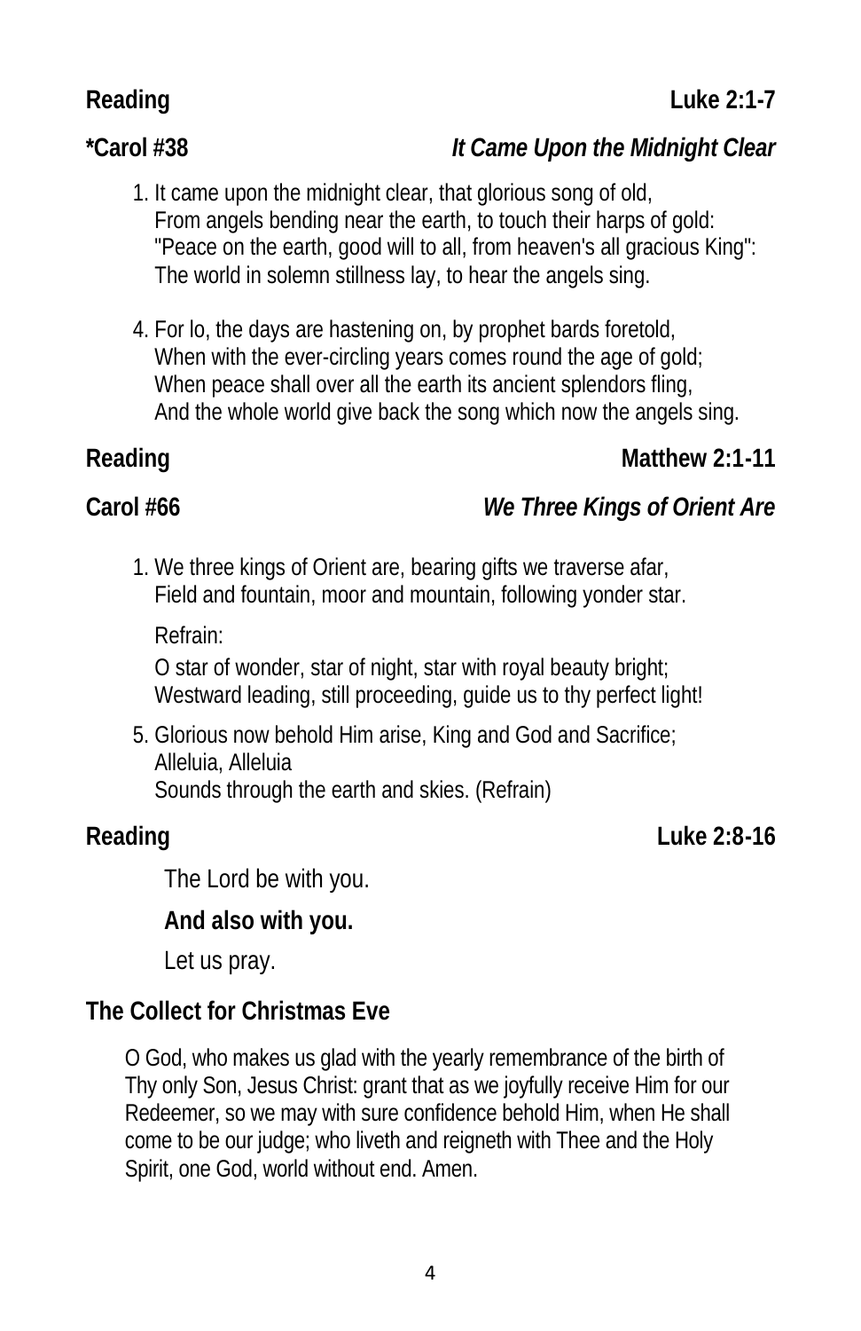**Reading** **Luke 2:1-7**

***Carol #38** ***It Came Upon the Midnight Clear***

1. It came upon the midnight clear, that glorious song of old,
   From angels bending near the earth, to touch their harps of gold:
   "Peace on the earth, good will to all, from heaven's all gracious King":
   The world in solemn stillness lay, to hear the angels sing.

4. For lo, the days are hastening on, by prophet bards foretold,
   When with the ever-circling years comes round the age of gold;
   When peace shall over all the earth its ancient splendors fling,
   And the whole world give back the song which now the angels sing.

**Reading** **Matthew 2:1-11**

**Carol #66** ***We Three Kings of Orient Are***

1. We three kings of Orient are, bearing gifts we traverse afar,
   Field and fountain, moor and mountain, following yonder star.

   Refrain:

   O star of wonder, star of night, star with royal beauty bright;
   Westward leading, still proceeding, guide us to thy perfect light!

5. Glorious now behold Him arise, King and God and Sacrifice;
   Alleluia, Alleluia
   Sounds through the earth and skies. (Refrain)

**Reading** **Luke 2:8-16**

The Lord be with you.

**And also with you.**

Let us pray.

**The Collect for Christmas Eve**

O God, who makes us glad with the yearly remembrance of the birth of Thy only Son, Jesus Christ: grant that as we joyfully receive Him for our Redeemer, so we may with sure confidence behold Him, when He shall come to be our judge; who liveth and reigneth with Thee and the Holy Spirit, one God, world without end. Amen.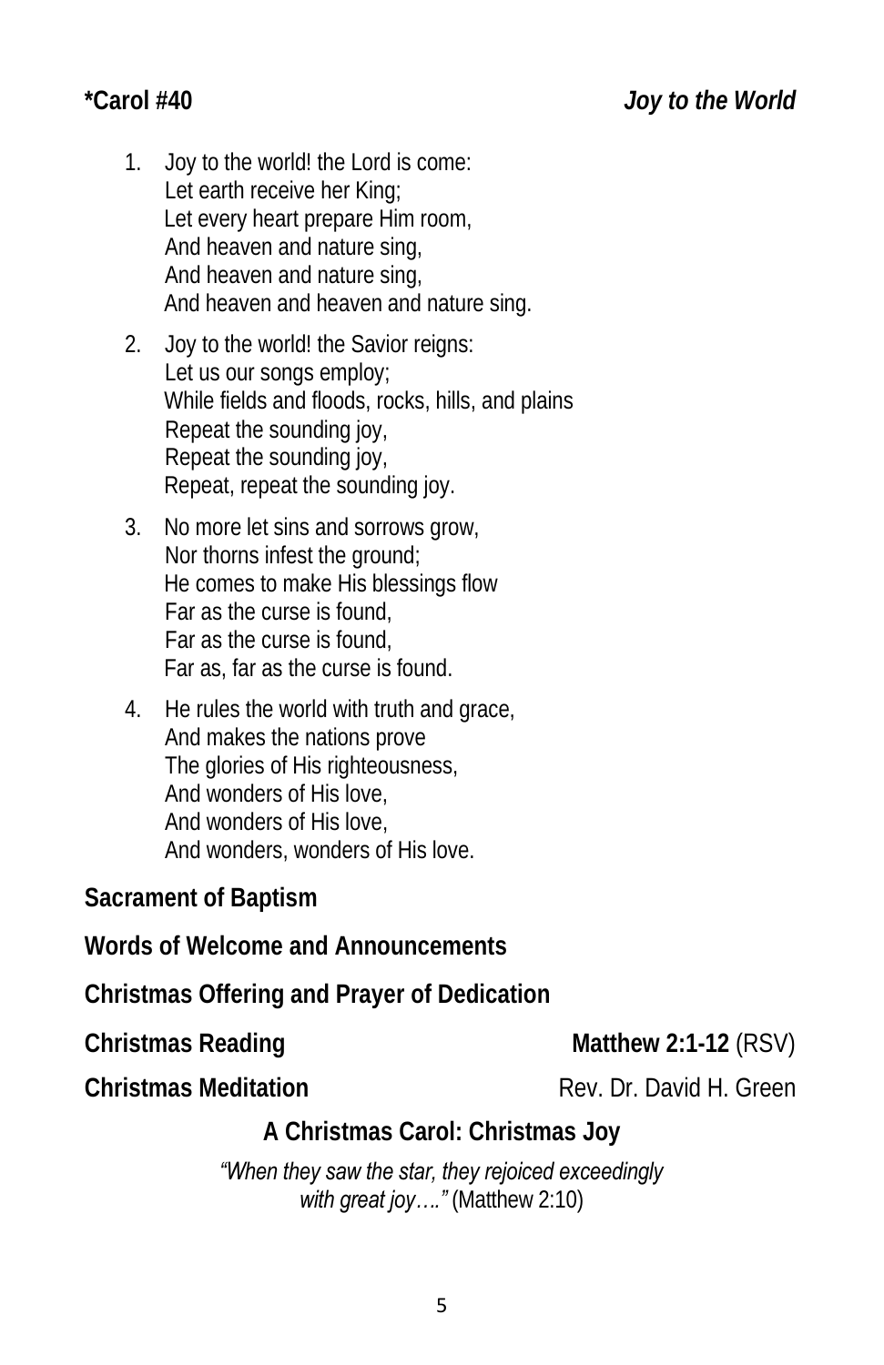**\*Carol #40** *Joy to the World*

1. Joy to the world! the Lord is come:
   Let earth receive her King;
   Let every heart prepare Him room,
   And heaven and nature sing,
   And heaven and nature sing,
   And heaven and heaven and nature sing.

2. Joy to the world! the Savior reigns:
   Let us our songs employ;
   While fields and floods, rocks, hills, and plains
   Repeat the sounding joy,
   Repeat the sounding joy,
   Repeat, repeat the sounding joy.

3. No more let sins and sorrows grow,
   Nor thorns infest the ground;
   He comes to make His blessings flow
   Far as the curse is found,
   Far as the curse is found,
   Far as, far as the curse is found.

4. He rules the world with truth and grace,
   And makes the nations prove
   The glories of His righteousness,
   And wonders of His love,
   And wonders of His love,
   And wonders, wonders of His love.

**Sacrament of Baptism**

**Words of Welcome and Announcements**

**Christmas Offering and Prayer of Dedication**

**Christmas Reading** **Matthew 2:1-12** (RSV)

**Christmas Meditation** Rev. Dr. David H. Green

**A Christmas Carol: Christmas Joy**

*"When they saw the star, they rejoiced exceedingly with great joy…."* (Matthew 2:10)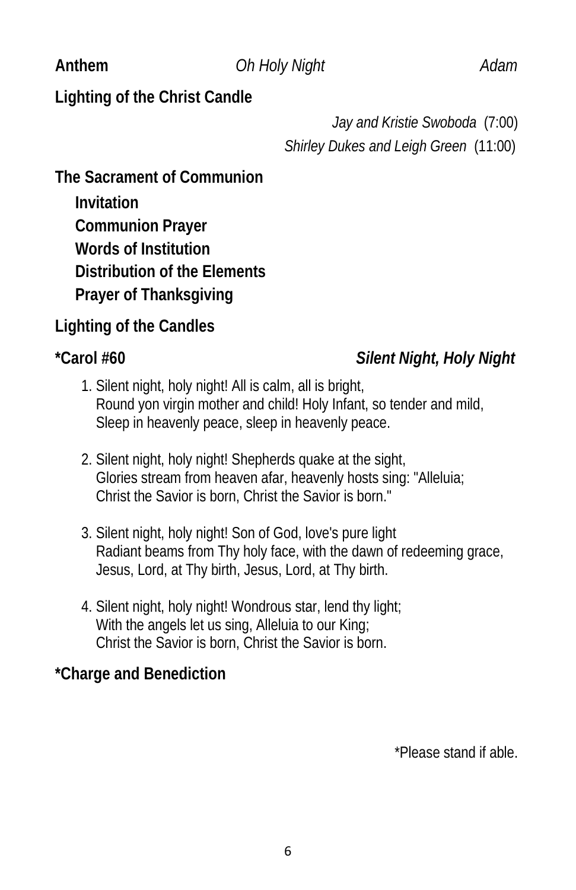**Anthem** *Oh Holy Night* *Adam*

**Lighting of the Christ Candle**

*Jay and Kristie Swoboda* (7:00)
*Shirley Dukes and Leigh Green* (11:00)

**The Sacrament of Communion**

**Invitation**
**Communion Prayer**
**Words of Institution**
**Distribution of the Elements**
**Prayer of Thanksgiving**

**Lighting of the Candles**

**\*Carol #60** ***Silent Night, Holy Night***

1. Silent night, holy night! All is calm, all is bright,
   Round yon virgin mother and child! Holy Infant, so tender and mild,
   Sleep in heavenly peace, sleep in heavenly peace.

2. Silent night, holy night! Shepherds quake at the sight,
   Glories stream from heaven afar, heavenly hosts sing: "Alleluia;
   Christ the Savior is born, Christ the Savior is born."

3. Silent night, holy night! Son of God, love's pure light
   Radiant beams from Thy holy face, with the dawn of redeeming grace,
   Jesus, Lord, at Thy birth, Jesus, Lord, at Thy birth.

4. Silent night, holy night! Wondrous star, lend thy light;
   With the angels let us sing, Alleluia to our King;
   Christ the Savior is born, Christ the Savior is born.

**\*Charge and Benediction**

\*Please stand if able.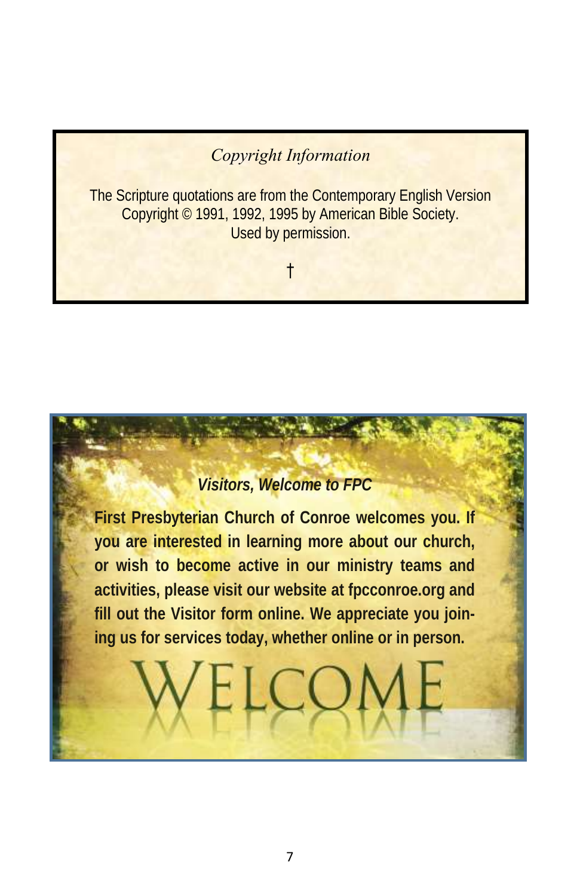*Copyright Information*

The Scripture quotations are from the Contemporary English Version
Copyright © 1991, 1992, 1995 by American Bible Society.
Used by permission.

†

***Visitors, Welcome to FPC***

**First Presbyterian Church of Conroe welcomes you. If you are interested in learning more about our church, or wish to become active in our ministry teams and activities, please visit our website at fpcconroe.org and fill out the Visitor form online. We appreciate you joining us for services today, whether online or in person.**

WELCOME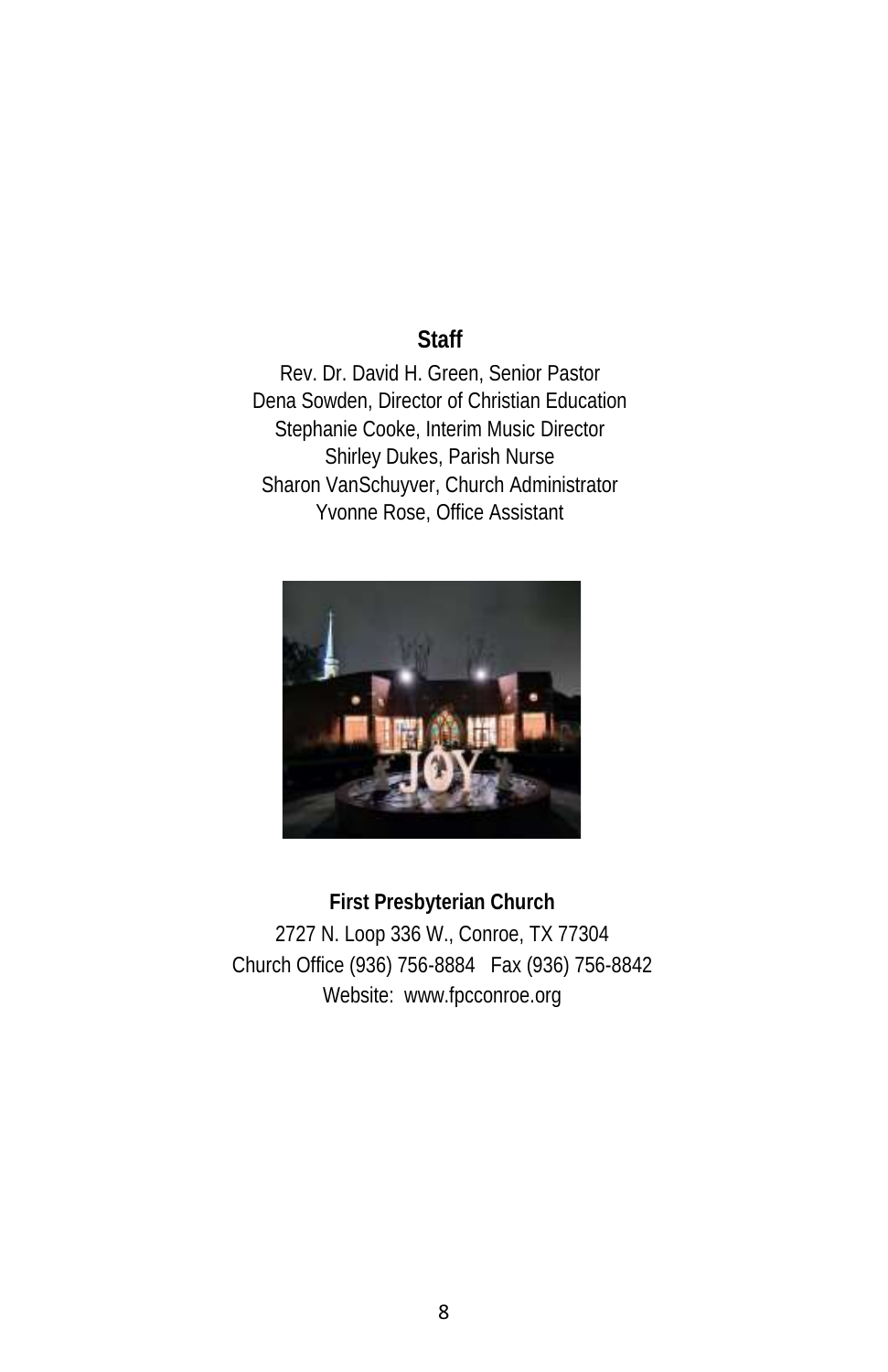## Staff

Rev. Dr. David H. Green, Senior Pastor
Dena Sowden, Director of Christian Education
Stephanie Cooke, Interim Music Director
Shirley Dukes, Parish Nurse
Sharon VanSchuyver, Church Administrator
Yvonne Rose, Office Assistant

**First Presbyterian Church**

2727 N. Loop 336 W., Conroe, TX 77304
Church Office (936) 756-8884   Fax (936) 756-8842
Website: www.fpcconroe.org